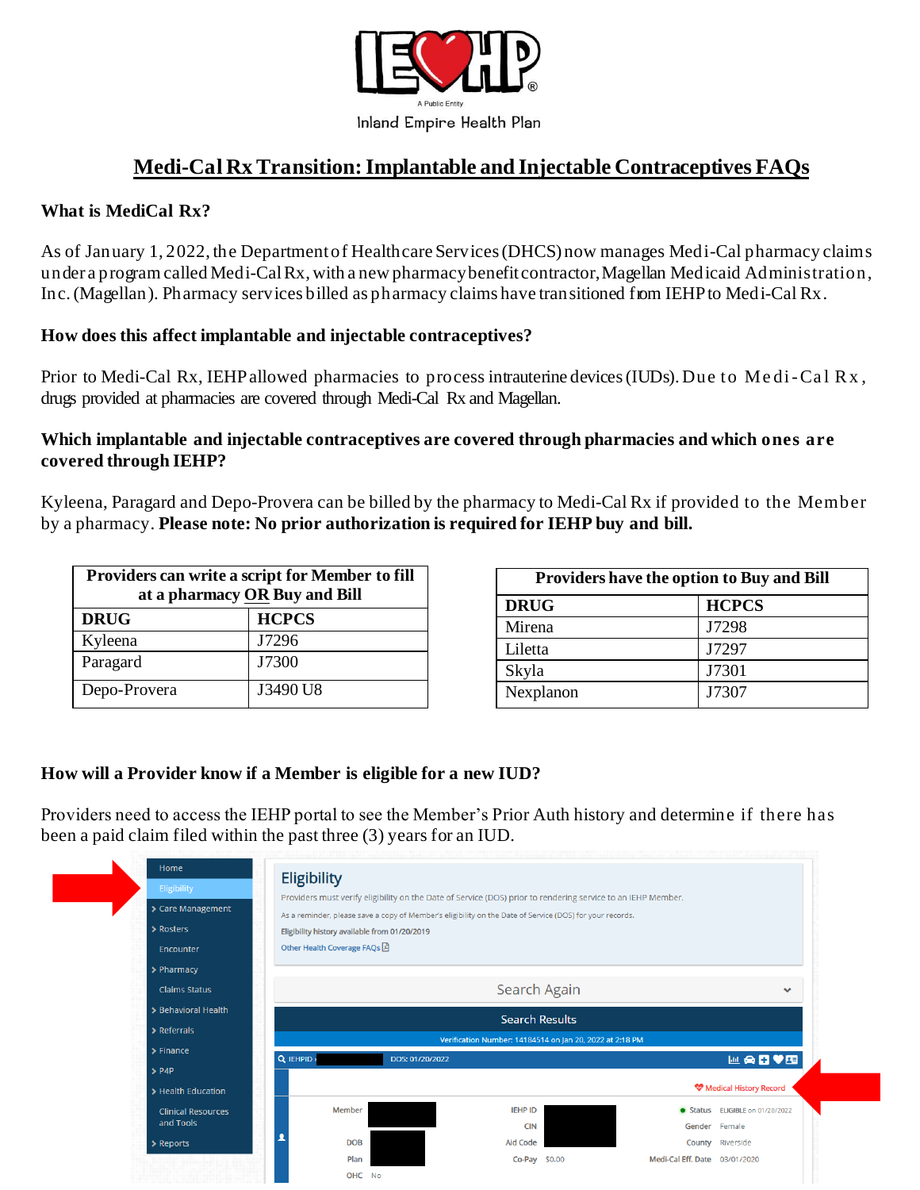Inland Empire Health Plan

# Medi-Cal Rx Transition: Implantable and Injectable Contraceptives FAQs

**What is MediCal Rx?**

As of January 1, 2022, the Department of Healthcare Services (DHCS) now manages Medi-Cal pharmacy claims under a program called Medi-Cal Rx, with a new pharmacy benefit contractor, Magellan Medicaid Administration, Inc. (Magellan). Pharmacy services billed as pharmacy claims have transitioned from IEHP to Medi-Cal Rx.

**How does this affect implantable and injectable contraceptives?**

Prior to Medi-Cal Rx, IEHP allowed pharmacies to process intrauterine devices (IUDs). Due to Medi-Cal Rx, drugs provided at pharmacies are covered through Medi-Cal Rx and Magellan.

**Which implantable and injectable contraceptives are covered through pharmacies and which ones are covered through IEHP?**

Kyleena, Paragard and Depo-Provera can be billed by the pharmacy to Medi-Cal Rx if provided to the Member by a pharmacy. **Please note: No prior authorization is required for IEHP buy and bill.**

| **Providers can write a script for Member to fill at a pharmacy OR Buy and Bill** | |
|---|---|
| **DRUG** | **HCPCS** |
| Kyleena | J7296 |
| Paragard | J7300 |
| Depo-Provera | J3490 U8 |

| **Providers have the option to Buy and Bill** | |
|---|---|
| **DRUG** | **HCPCS** |
| Mirena | J7298 |
| Liletta | J7297 |
| Skyla | J7301 |
| Nexplanon | J7307 |

**How will a Provider know if a Member is eligible for a new IUD?**

Providers need to access the IEHP portal to see the Member's Prior Auth history and determine if there has been a paid claim filed within the past three (3) years for an IUD.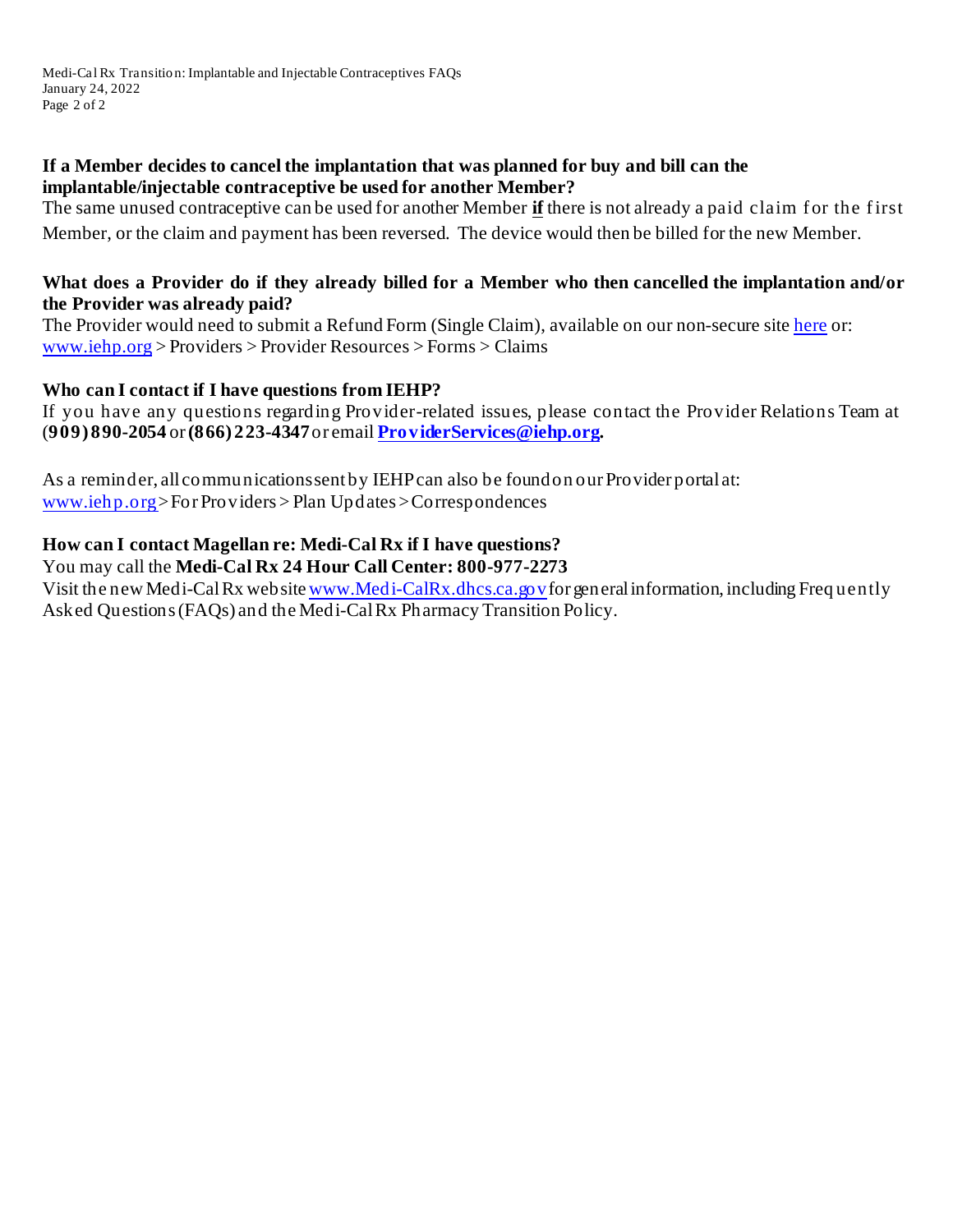**If a Member decides to cancel the implantation that was planned for buy and bill can the implantable/injectable contraceptive be used for another Member?**

The same unused contraceptive can be used for another Member **if** there is not already a paid claim for the first Member, or the claim and payment has been reversed. The device would then be billed for the new Member.

**What does a Provider do if they already billed for a Member who then cancelled the implantation and/or the Provider was already paid?**

The Provider would need to submit a Refund Form (Single Claim), available on our non-secure site here or: www.iehp.org > Providers > Provider Resources > Forms > Claims

**Who can I contact if I have questions from IEHP?**

If you have any questions regarding Provider-related issues, please contact the Provider Relations Team at **(909) 890-2054** or **(866) 223-4347** or email **ProviderServices@iehp.org.**

As a reminder, all communications sent by IEHP can also be found on our Provider portal at: www.iehp.org > For Providers > Plan Updates > Correspondences

**How can I contact Magellan re: Medi-Cal Rx if I have questions?**

You may call the **Medi-Cal Rx 24 Hour Call Center: 800-977-2273**

Visit the new Medi-Cal Rx website www.Medi-CalRx.dhcs.ca.gov for general information, including Frequently Asked Questions (FAQs) and the Medi-Cal Rx Pharmacy Transition Policy.